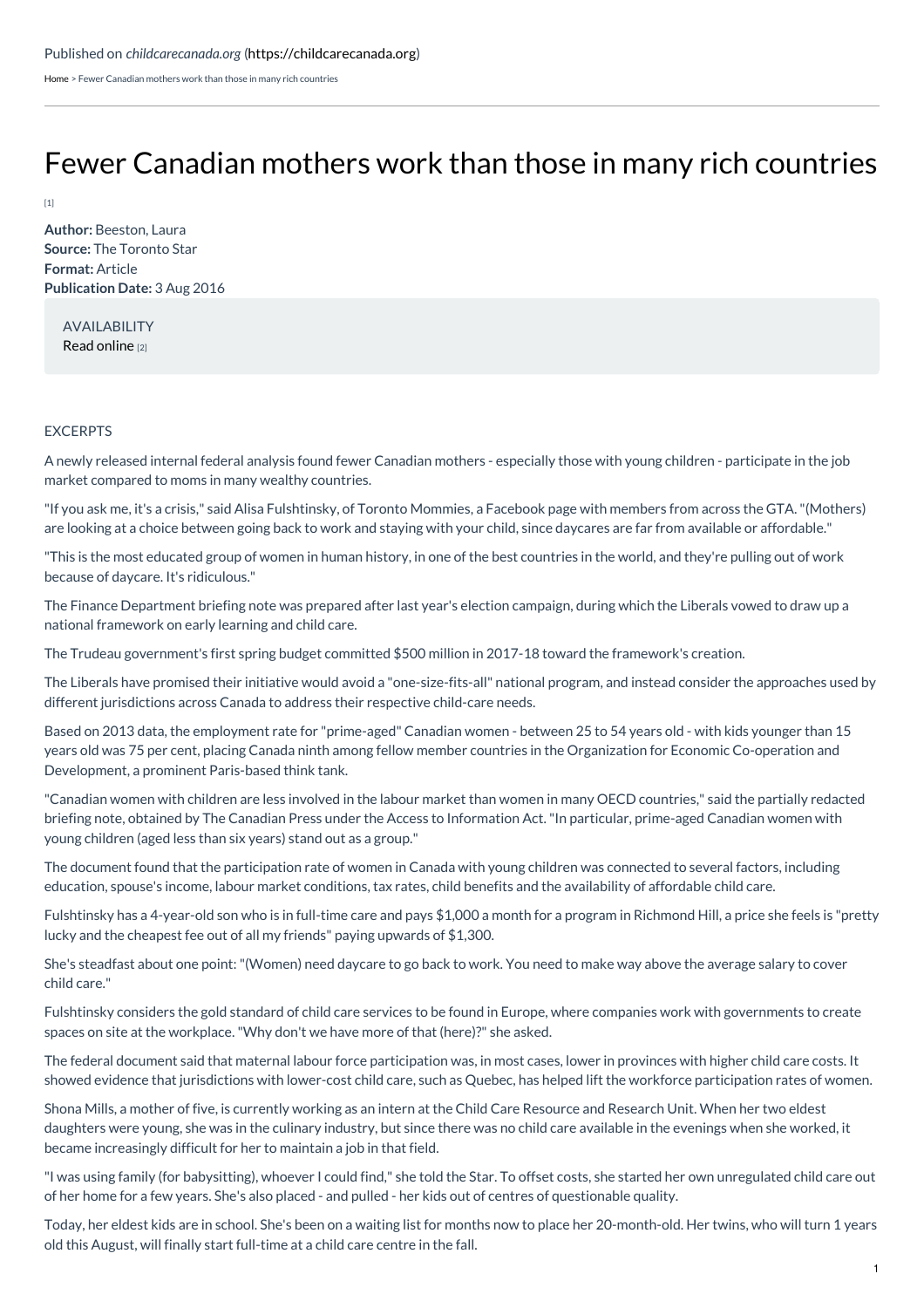Published on *childcarecanada.org* (https://childcarecanada.org)

Home > Fewer Canadian mothers work than those in many rich countries

# Fewer Canadian mothers work than those in many rich countries

[1]

**Author:** Beeston, Laura
**Source:** The Toronto Star
**Format:** Article
**Publication Date:** 3 Aug 2016

AVAILABILITY
Read online [2]

EXCERPTS

A newly released internal federal analysis found fewer Canadian mothers - especially those with young children - participate in the job market compared to moms in many wealthy countries.

"If you ask me, it's a crisis," said Alisa Fulshtinsky, of Toronto Mommies, a Facebook page with members from across the GTA. "(Mothers) are looking at a choice between going back to work and staying with your child, since daycares are far from available or affordable."

"This is the most educated group of women in human history, in one of the best countries in the world, and they're pulling out of work because of daycare. It's ridiculous."

The Finance Department briefing note was prepared after last year's election campaign, during which the Liberals vowed to draw up a national framework on early learning and child care.

The Trudeau government's first spring budget committed $500 million in 2017-18 toward the framework's creation.

The Liberals have promised their initiative would avoid a "one-size-fits-all" national program, and instead consider the approaches used by different jurisdictions across Canada to address their respective child-care needs.

Based on 2013 data, the employment rate for "prime-aged" Canadian women - between 25 to 54 years old - with kids younger than 15 years old was 75 per cent, placing Canada ninth among fellow member countries in the Organization for Economic Co-operation and Development, a prominent Paris-based think tank.

"Canadian women with children are less involved in the labour market than women in many OECD countries," said the partially redacted briefing note, obtained by The Canadian Press under the Access to Information Act. "In particular, prime-aged Canadian women with young children (aged less than six years) stand out as a group."

The document found that the participation rate of women in Canada with young children was connected to several factors, including education, spouse's income, labour market conditions, tax rates, child benefits and the availability of affordable child care.

Fulshtinsky has a 4-year-old son who is in full-time care and pays $1,000 a month for a program in Richmond Hill, a price she feels is "pretty lucky and the cheapest fee out of all my friends" paying upwards of $1,300.

She's steadfast about one point: "(Women) need daycare to go back to work. You need to make way above the average salary to cover child care."

Fulshtinsky considers the gold standard of child care services to be found in Europe, where companies work with governments to create spaces on site at the workplace. "Why don't we have more of that (here)?" she asked.

The federal document said that maternal labour force participation was, in most cases, lower in provinces with higher child care costs. It showed evidence that jurisdictions with lower-cost child care, such as Quebec, has helped lift the workforce participation rates of women.

Shona Mills, a mother of five, is currently working as an intern at the Child Care Resource and Research Unit. When her two eldest daughters were young, she was in the culinary industry, but since there was no child care available in the evenings when she worked, it became increasingly difficult for her to maintain a job in that field.

"I was using family (for babysitting), whoever I could find," she told the Star. To offset costs, she started her own unregulated child care out of her home for a few years. She's also placed - and pulled - her kids out of centres of questionable quality.

Today, her eldest kids are in school. She's been on a waiting list for months now to place her 20-month-old. Her twins, who will turn 1 years old this August, will finally start full-time at a child care centre in the fall.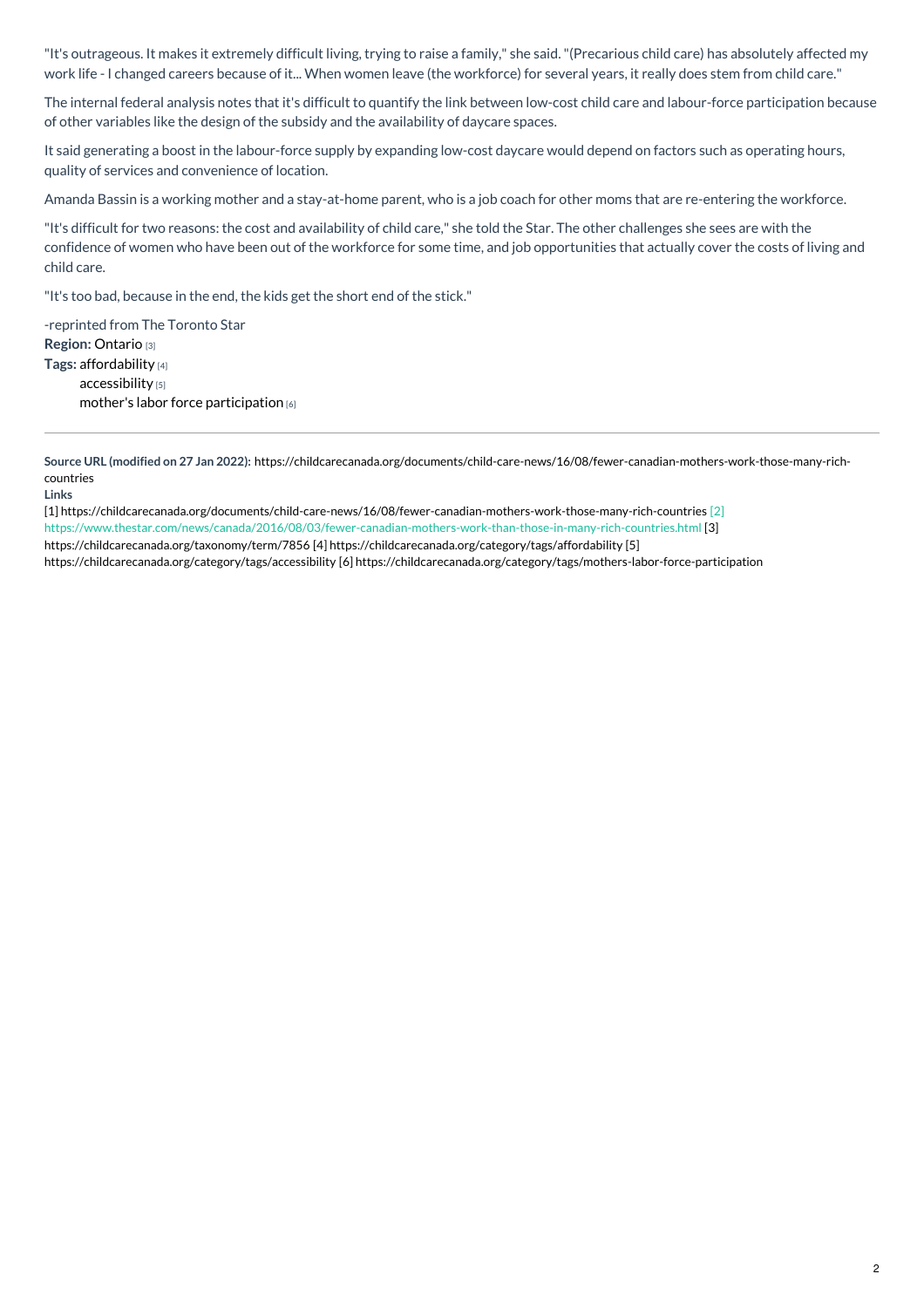"It's outrageous. It makes it extremely difficult living, trying to raise a family," she said. "(Precarious child care) has absolutely affected my work life - I changed careers because of it... When women leave (the workforce) for several years, it really does stem from child care."

The internal federal analysis notes that it's difficult to quantify the link between low-cost child care and labour-force participation because of other variables like the design of the subsidy and the availability of daycare spaces.

It said generating a boost in the labour-force supply by expanding low-cost daycare would depend on factors such as operating hours, quality of services and convenience of location.

Amanda Bassin is a working mother and a stay-at-home parent, who is a job coach for other moms that are re-entering the workforce.

"It's difficult for two reasons: the cost and availability of child care," she told the Star. The other challenges she sees are with the confidence of women who have been out of the workforce for some time, and job opportunities that actually cover the costs of living and child care.

"It's too bad, because in the end, the kids get the short end of the stick."

-reprinted from The Toronto Star

**Region:** Ontario [3]

**Tags:** affordability [4]

accessibility [5]

mother's labor force participation [6]

---

**Source URL (modified on 27 Jan 2022):** https://childcarecanada.org/documents/child-care-news/16/08/fewer-canadian-mothers-work-those-many-rich-countries

**Links**

[1] https://childcarecanada.org/documents/child-care-news/16/08/fewer-canadian-mothers-work-those-many-rich-countries [2] https://www.thestar.com/news/canada/2016/08/03/fewer-canadian-mothers-work-than-those-in-many-rich-countries.html [3] https://childcarecanada.org/taxonomy/term/7856 [4] https://childcarecanada.org/category/tags/affordability [5] https://childcarecanada.org/category/tags/accessibility [6] https://childcarecanada.org/category/tags/mothers-labor-force-participation